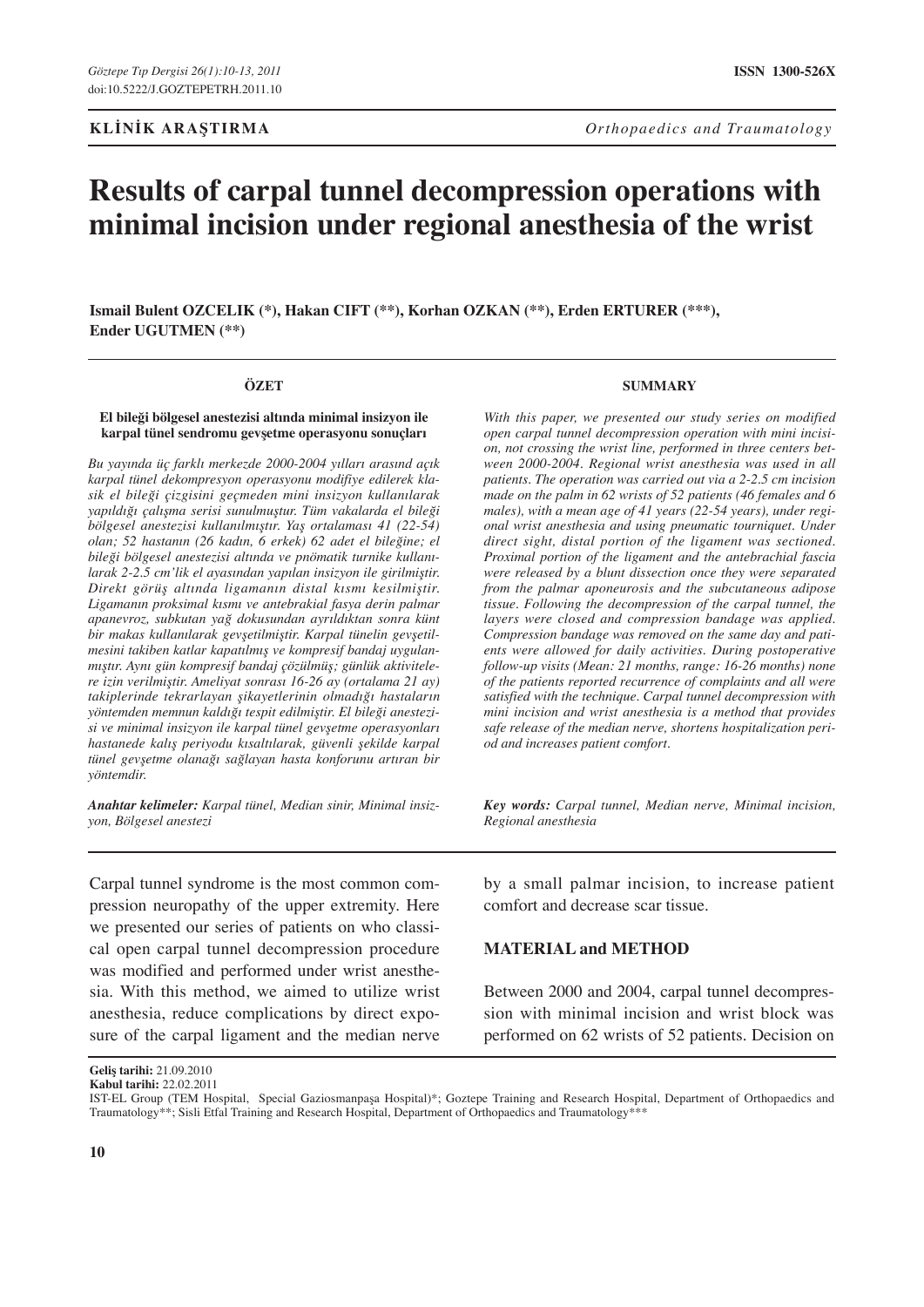Göztepe Tıp Dergisi 26(1):10-13, 2011
doi:10.5222/J.GOZTEPETRH.2011.10

ISSN 1300-526X

**KLİNİK ARAŞTIRMA** *Orthopaedics and Traumatology*

# Results of carpal tunnel decompression operations with minimal incision under regional anesthesia of the wrist

**Ismail Bulent OZCELIK (*), Hakan CIFT (**), Korhan OZKAN (**), Erden ERTURER (***), Ender UGUTMEN (**)**

## ÖZET

**El bileği bölgesel anestezisi altında minimal insizyon ile karpal tünel sendromu gevşetme operasyonu sonuçları**

*Bu yayında üç farklı merkezde 2000-2004 yılları arasında açık karpal tünel dekompresyon operasyonu modifiye edilerek klasik el bileği çizgisini geçmeden mini insizyon kullanılarak yapıldığı çalışma serisi sunulmuştur. Tüm vakalarda el bileği bölgesel anestezisi kullanılmıştır. Yaş ortalaması 41 (22-54) olan; 52 hastanın (26 kadın, 6 erkek) 62 adet el bileğine; el bileği bölgesel anestezisi altında ve pnömatik turnike kullanılarak 2-2.5 cm'lik el ayasından yapılan insizyon ile girilmiştir. Direkt görüş altında ligamanın distal kısmı kesilmiştir. Ligamanın proksimal kısmı ve antebrakial fasya derin palmar apanevroz, subkutan yağ dokusundan ayrıldıktan sonra künt bir makas kullanılarak gevşetilmiştir. Karpal tünelin gevşetilmesini takiben katlar kapatılmış ve kompresif bandaj uygulanmıştır. Aynı gün kompresif bandaj çözülmüş; günlük aktivitelere izin verilmiştir. Ameliyat sonrası 16-26 ay (ortalama 21 ay) takiplerinde tekrarlayan şikayetlerinin olmadığı hastaların yöntemden memnun kaldığı tespit edilmiştir. El bileği anestezisi ve minimal insizyon ile karpal tünel gevşetme operasyonları hastanede kalış periyodu kısaltılarak, güvenli şekilde karpal tünel gevşetme olanağı sağlayan hasta konforunu artıran bir yöntemdir.*

***Anahtar kelimeler:*** *Karpal tünel, Median sinir, Minimal insizyon, Bölgesel anestezi*

## SUMMARY

*With this paper, we presented our study series on modified open carpal tunnel decompression operation with mini incision, not crossing the wrist line, performed in three centers between 2000-2004. Regional wrist anesthesia was used in all patients. The operation was carried out via a 2-2.5 cm incision made on the palm in 62 wrists of 52 patients (46 females and 6 males), with a mean age of 41 years (22-54 years), under regional wrist anesthesia and using pneumatic tourniquet. Under direct sight, distal portion of the ligament was sectioned. Proximal portion of the ligament and the antebrachial fascia were released by a blunt dissection once they were separated from the palmar aponeurosis and the subcutaneous adipose tissue. Following the decompression of the carpal tunnel, the layers were closed and compression bandage was applied. Compression bandage was removed on the same day and patients were allowed for daily activities. During postoperative follow-up visits (Mean: 21 months, range: 16-26 months) none of the patients reported recurrence of complaints and all were satisfied with the technique. Carpal tunnel decompression with mini incision and wrist anesthesia is a method that provides safe release of the median nerve, shortens hospitalization period and increases patient comfort.*

***Key words:*** *Carpal tunnel, Median nerve, Minimal incision, Regional anesthesia*

Carpal tunnel syndrome is the most common compression neuropathy of the upper extremity. Here we presented our series of patients on who classical open carpal tunnel decompression procedure was modified and performed under wrist anesthesia. With this method, we aimed to utilize wrist anesthesia, reduce complications by direct exposure of the carpal ligament and the median nerve by a small palmar incision, to increase patient comfort and decrease scar tissue.

## MATERIAL and METHOD

Between 2000 and 2004, carpal tunnel decompression with minimal incision and wrist block was performed on 62 wrists of 52 patients. Decision on

**Geliş tarihi:** 21.09.2010
**Kabul tarihi:** 22.02.2011

IST-EL Group (TEM Hospital, Special Gaziosmanpaşa Hospital)*; Goztepe Training and Research Hospital, Department of Orthopaedics and Traumatology**; Sisli Etfal Training and Research Hospital, Department of Orthopaedics and Traumatology***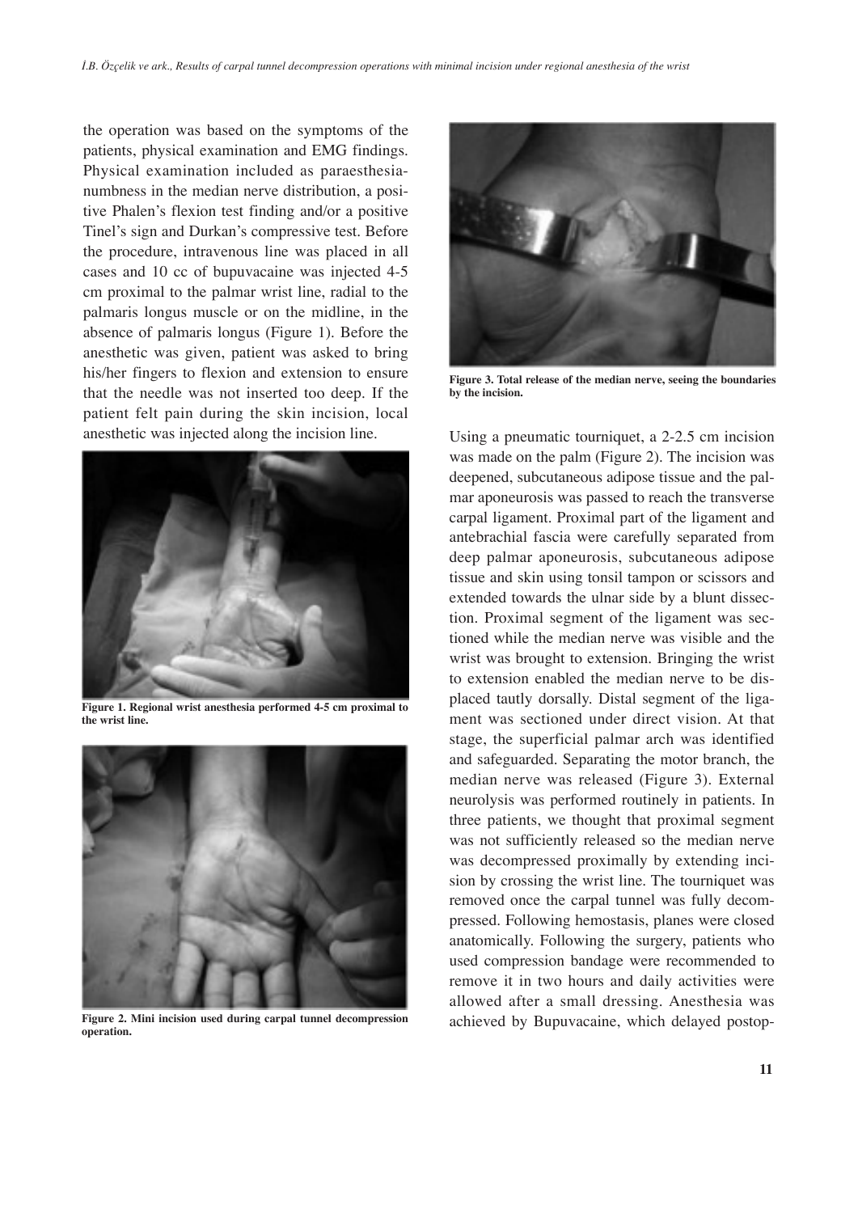the operation was based on the symptoms of the patients, physical examination and EMG findings. Physical examination included as paraesthesia-numbness in the median nerve distribution, a positive Phalen's flexion test finding and/or a positive Tinel's sign and Durkan's compressive test. Before the procedure, intravenous line was placed in all cases and 10 cc of bupuvacaine was injected 4-5 cm proximal to the palmar wrist line, radial to the palmaris longus muscle or on the midline, in the absence of palmaris longus (Figure 1). Before the anesthetic was given, patient was asked to bring his/her fingers to flexion and extension to ensure that the needle was not inserted too deep. If the patient felt pain during the skin incision, local anesthetic was injected along the incision line.

**Figure 1. Regional wrist anesthesia performed 4-5 cm proximal to the wrist line.**

**Figure 2. Mini incision used during carpal tunnel decompression operation.**

**Figure 3. Total release of the median nerve, seeing the boundaries by the incision.**

Using a pneumatic tourniquet, a 2-2.5 cm incision was made on the palm (Figure 2). The incision was deepened, subcutaneous adipose tissue and the palmar aponeurosis was passed to reach the transverse carpal ligament. Proximal part of the ligament and antebrachial fascia were carefully separated from deep palmar aponeurosis, subcutaneous adipose tissue and skin using tonsil tampon or scissors and extended towards the ulnar side by a blunt dissection. Proximal segment of the ligament was sectioned while the median nerve was visible and the wrist was brought to extension. Bringing the wrist to extension enabled the median nerve to be displaced tautly dorsally. Distal segment of the ligament was sectioned under direct vision. At that stage, the superficial palmar arch was identified and safeguarded. Separating the motor branch, the median nerve was released (Figure 3). External neurolysis was performed routinely in patients. In three patients, we thought that proximal segment was not sufficiently released so the median nerve was decompressed proximally by extending incision by crossing the wrist line. The tourniquet was removed once the carpal tunnel was fully decompressed. Following hemostasis, planes were closed anatomically. Following the surgery, patients who used compression bandage were recommended to remove it in two hours and daily activities were allowed after a small dressing. Anesthesia was achieved by Bupuvacaine, which delayed postop-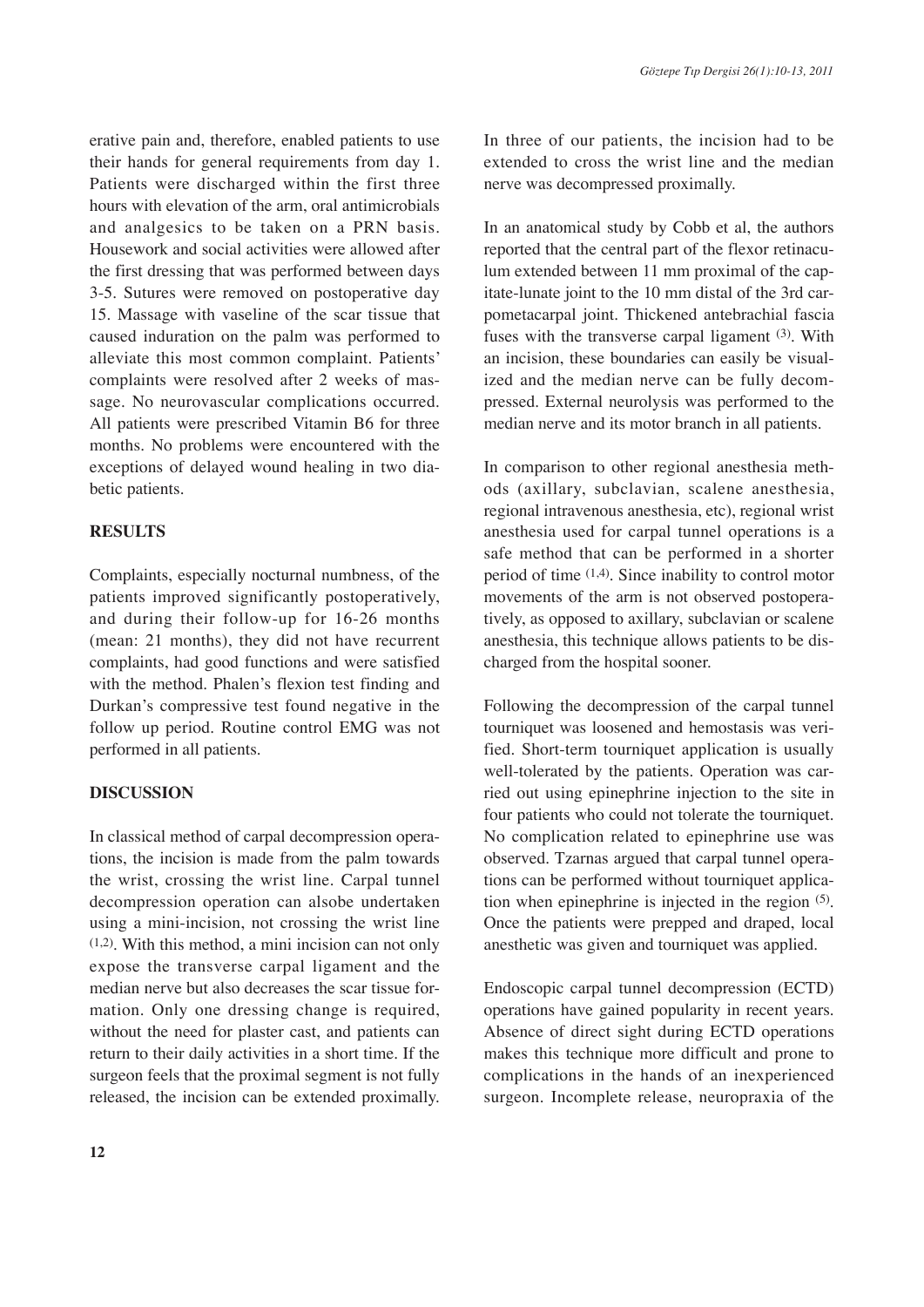erative pain and, therefore, enabled patients to use their hands for general requirements from day 1. Patients were discharged within the first three hours with elevation of the arm, oral antimicrobials and analgesics to be taken on a PRN basis. Housework and social activities were allowed after the first dressing that was performed between days 3-5. Sutures were removed on postoperative day 15. Massage with vaseline of the scar tissue that caused induration on the palm was performed to alleviate this most common complaint. Patients' complaints were resolved after 2 weeks of massage. No neurovascular complications occurred. All patients were prescribed Vitamin B6 for three months. No problems were encountered with the exceptions of delayed wound healing in two diabetic patients.

## RESULTS

Complaints, especially nocturnal numbness, of the patients improved significantly postoperatively, and during their follow-up for 16-26 months (mean: 21 months), they did not have recurrent complaints, had good functions and were satisfied with the method. Phalen's flexion test finding and Durkan's compressive test found negative in the follow up period. Routine control EMG was not performed in all patients.

## DISCUSSION

In classical method of carpal decompression operations, the incision is made from the palm towards the wrist, crossing the wrist line. Carpal tunnel decompression operation can alsobe undertaken using a mini-incision, not crossing the wrist line [1,2]. With this method, a mini incision can not only expose the transverse carpal ligament and the median nerve but also decreases the scar tissue formation. Only one dressing change is required, without the need for plaster cast, and patients can return to their daily activities in a short time. If the surgeon feels that the proximal segment is not fully released, the incision can be extended proximally. In three of our patients, the incision had to be extended to cross the wrist line and the median nerve was decompressed proximally.

In an anatomical study by Cobb et al, the authors reported that the central part of the flexor retinaculum extended between 11 mm proximal of the capitate-lunate joint to the 10 mm distal of the 3rd carpometacarpal joint. Thickened antebrachial fascia fuses with the transverse carpal ligament [3]. With an incision, these boundaries can easily be visualized and the median nerve can be fully decompressed. External neurolysis was performed to the median nerve and its motor branch in all patients.

In comparison to other regional anesthesia methods (axillary, subclavian, scalene anesthesia, regional intravenous anesthesia, etc), regional wrist anesthesia used for carpal tunnel operations is a safe method that can be performed in a shorter period of time [1,4]. Since inability to control motor movements of the arm is not observed postoperatively, as opposed to axillary, subclavian or scalene anesthesia, this technique allows patients to be discharged from the hospital sooner.

Following the decompression of the carpal tunnel tourniquet was loosened and hemostasis was verified. Short-term tourniquet application is usually well-tolerated by the patients. Operation was carried out using epinephrine injection to the site in four patients who could not tolerate the tourniquet. No complication related to epinephrine use was observed. Tzarnas argued that carpal tunnel operations can be performed without tourniquet application when epinephrine is injected in the region [5]. Once the patients were prepped and draped, local anesthetic was given and tourniquet was applied.

Endoscopic carpal tunnel decompression (ECTD) operations have gained popularity in recent years. Absence of direct sight during ECTD operations makes this technique more difficult and prone to complications in the hands of an inexperienced surgeon. Incomplete release, neuropraxia of the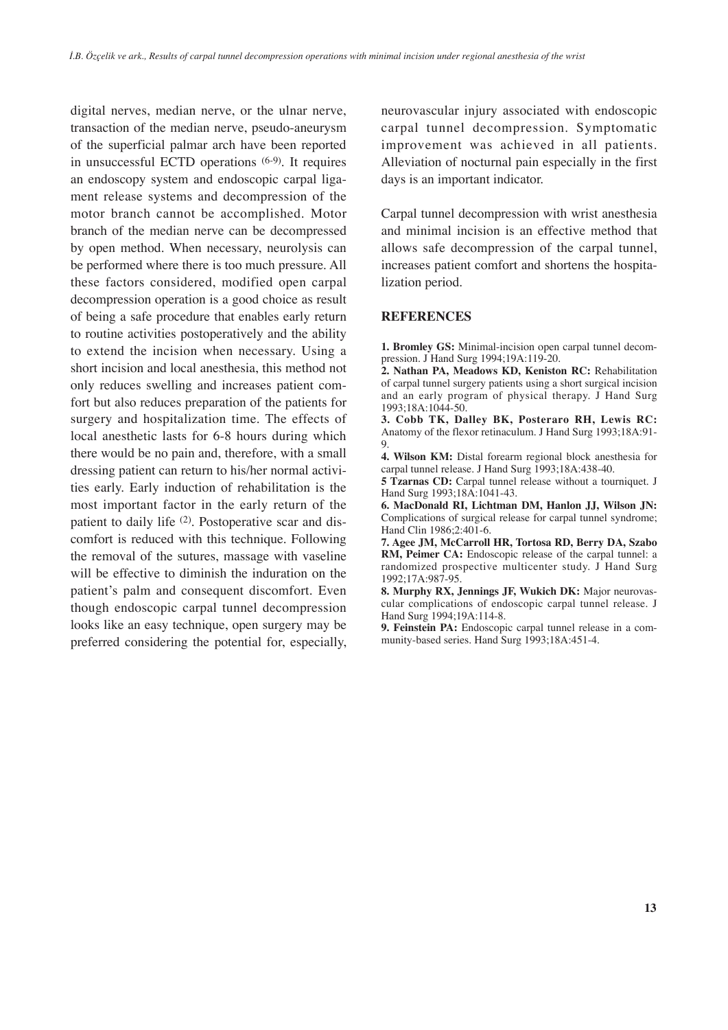digital nerves, median nerve, or the ulnar nerve, transaction of the median nerve, pseudo-aneurysm of the superficial palmar arch have been reported in unsuccessful ECTD operations [6-9]. It requires an endoscopy system and endoscopic carpal ligament release systems and decompression of the motor branch cannot be accomplished. Motor branch of the median nerve can be decompressed by open method. When necessary, neurolysis can be performed where there is too much pressure. All these factors considered, modified open carpal decompression operation is a good choice as result of being a safe procedure that enables early return to routine activities postoperatively and the ability to extend the incision when necessary. Using a short incision and local anesthesia, this method not only reduces swelling and increases patient comfort but also reduces preparation of the patients for surgery and hospitalization time. The effects of local anesthetic lasts for 6-8 hours during which there would be no pain and, therefore, with a small dressing patient can return to his/her normal activities early. Early induction of rehabilitation is the most important factor in the early return of the patient to daily life [2]. Postoperative scar and discomfort is reduced with this technique. Following the removal of the sutures, massage with vaseline will be effective to diminish the induration on the patient's palm and consequent discomfort. Even though endoscopic carpal tunnel decompression looks like an easy technique, open surgery may be preferred considering the potential for, especially, neurovascular injury associated with endoscopic carpal tunnel decompression. Symptomatic improvement was achieved in all patients. Alleviation of nocturnal pain especially in the first days is an important indicator.

Carpal tunnel decompression with wrist anesthesia and minimal incision is an effective method that allows safe decompression of the carpal tunnel, increases patient comfort and shortens the hospitalization period.

## REFERENCES

**1. Bromley GS:** Minimal-incision open carpal tunnel decompression. J Hand Surg 1994;19A:119-20.

**2. Nathan PA, Meadows KD, Keniston RC:** Rehabilitation of carpal tunnel surgery patients using a short surgical incision and an early program of physical therapy. J Hand Surg 1993;18A:1044-50.

**3. Cobb TK, Dalley BK, Posteraro RH, Lewis RC:** Anatomy of the flexor retinaculum. J Hand Surg 1993;18A:91-9.

**4. Wilson KM:** Distal forearm regional block anesthesia for carpal tunnel release. J Hand Surg 1993;18A:438-40.

**5 Tzarnas CD:** Carpal tunnel release without a tourniquet. J Hand Surg 1993;18A:1041-43.

**6. MacDonald RI, Lichtman DM, Hanlon JJ, Wilson JN:** Complications of surgical release for carpal tunnel syndrome; Hand Clin 1986;2:401-6.

**7. Agee JM, McCarroll HR, Tortosa RD, Berry DA, Szabo RM, Peimer CA:** Endoscopic release of the carpal tunnel: a randomized prospective multicenter study. J Hand Surg 1992;17A:987-95.

**8. Murphy RX, Jennings JF, Wukich DK:** Major neurovascular complications of endoscopic carpal tunnel release. J Hand Surg 1994;19A:114-8.

**9. Feinstein PA:** Endoscopic carpal tunnel release in a community-based series. Hand Surg 1993;18A:451-4.